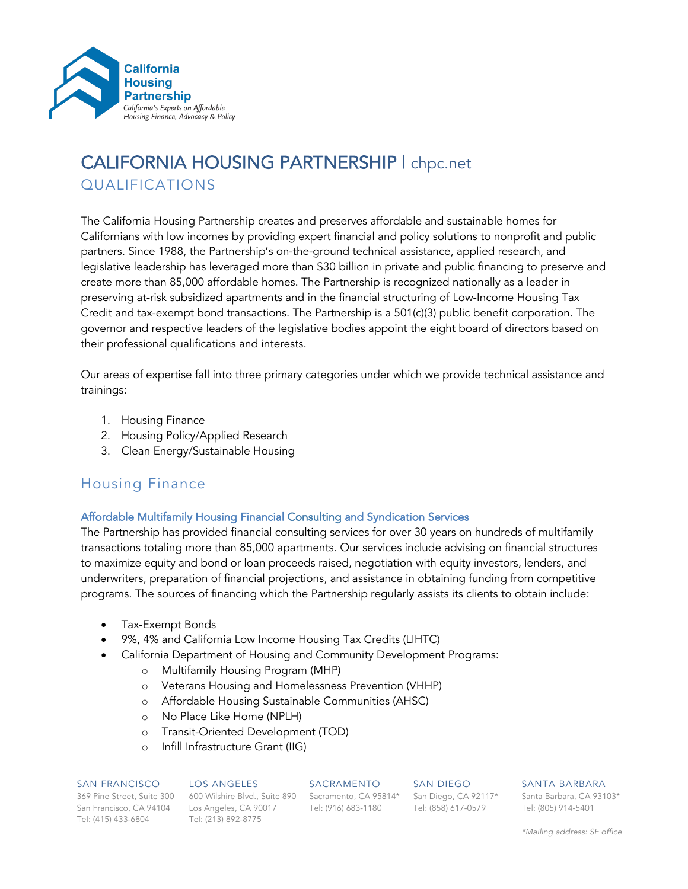California Housing Partnership

*California's Experts on Affordable Housing Finance, Advocacy & Policy*

# CALIFORNIA HOUSING PARTNERSHIP | chpc.net

## QUALIFICATIONS

The California Housing Partnership creates and preserves affordable and sustainable homes for Californians with low incomes by providing expert financial and policy solutions to nonprofit and public partners. Since 1988, the Partnership's on-the-ground technical assistance, applied research, and legislative leadership has leveraged more than $30 billion in private and public financing to preserve and create more than 85,000 affordable homes. The Partnership is recognized nationally as a leader in preserving at-risk subsidized apartments and in the financial structuring of Low-Income Housing Tax Credit and tax-exempt bond transactions. The Partnership is a 501(c)(3) public benefit corporation. The governor and respective leaders of the legislative bodies appoint the eight board of directors based on their professional qualifications and interests.

Our areas of expertise fall into three primary categories under which we provide technical assistance and trainings:

1. Housing Finance
2. Housing Policy/Applied Research
3. Clean Energy/Sustainable Housing

## Housing Finance

### Affordable Multifamily Housing Financial Consulting and Syndication Services

The Partnership has provided financial consulting services for over 30 years on hundreds of multifamily transactions totaling more than 85,000 apartments. Our services include advising on financial structures to maximize equity and bond or loan proceeds raised, negotiation with equity investors, lenders, and underwriters, preparation of financial projections, and assistance in obtaining funding from competitive programs. The sources of financing which the Partnership regularly assists its clients to obtain include:

- Tax-Exempt Bonds
- 9%, 4% and California Low Income Housing Tax Credits (LIHTC)
- California Department of Housing and Community Development Programs:
  - Multifamily Housing Program (MHP)
  - Veterans Housing and Homelessness Prevention (VHHP)
  - Affordable Housing Sustainable Communities (AHSC)
  - No Place Like Home (NPLH)
  - Transit-Oriented Development (TOD)
  - Infill Infrastructure Grant (IIG)

SAN FRANCISCO
369 Pine Street, Suite 300
San Francisco, CA 94104
Tel: (415) 433-6804

LOS ANGELES
600 Wilshire Blvd., Suite 890
Los Angeles, CA 90017
Tel: (213) 892-8775

SACRAMENTO
Sacramento, CA 95814*
Tel: (916) 683-1180

SAN DIEGO
San Diego, CA 92117*
Tel: (858) 617-0579

SANTA BARBARA
Santa Barbara, CA 93103*
Tel: (805) 914-5401

*Mailing address: SF office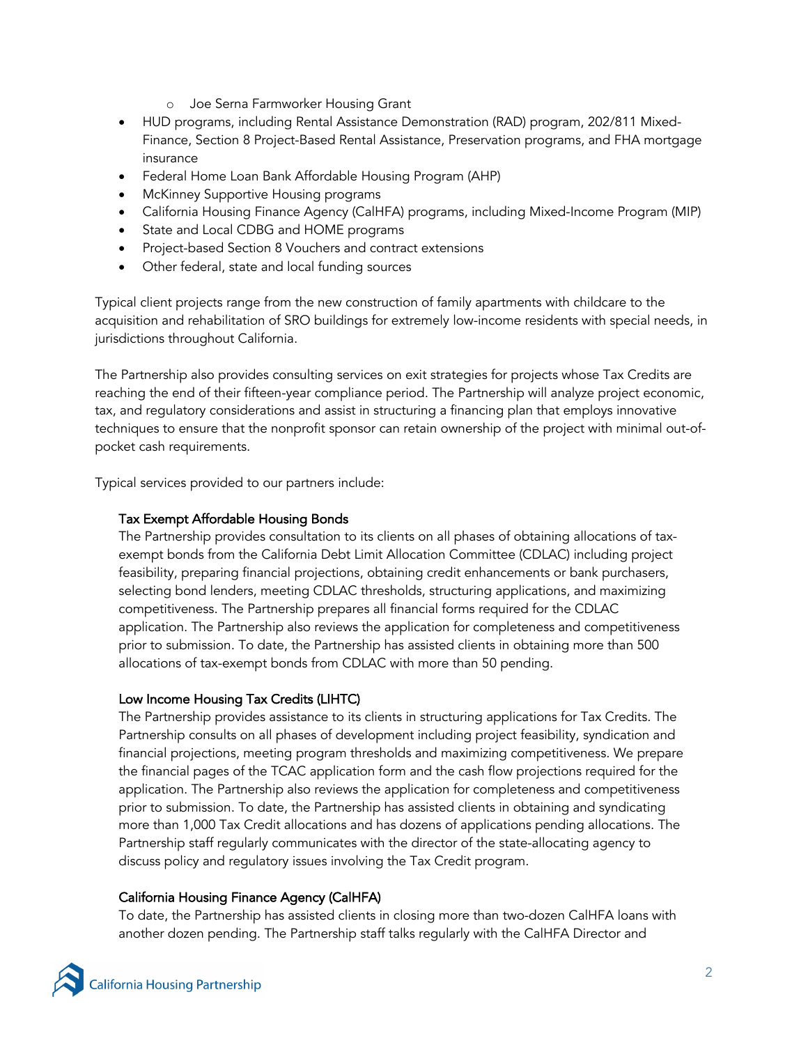- Joe Serna Farmworker Housing Grant
- HUD programs, including Rental Assistance Demonstration (RAD) program, 202/811 Mixed-Finance, Section 8 Project-Based Rental Assistance, Preservation programs, and FHA mortgage insurance
- Federal Home Loan Bank Affordable Housing Program (AHP)
- McKinney Supportive Housing programs
- California Housing Finance Agency (CalHFA) programs, including Mixed-Income Program (MIP)
- State and Local CDBG and HOME programs
- Project-based Section 8 Vouchers and contract extensions
- Other federal, state and local funding sources

Typical client projects range from the new construction of family apartments with childcare to the acquisition and rehabilitation of SRO buildings for extremely low-income residents with special needs, in jurisdictions throughout California.

The Partnership also provides consulting services on exit strategies for projects whose Tax Credits are reaching the end of their fifteen-year compliance period. The Partnership will analyze project economic, tax, and regulatory considerations and assist in structuring a financing plan that employs innovative techniques to ensure that the nonprofit sponsor can retain ownership of the project with minimal out-of-pocket cash requirements.

Typical services provided to our partners include:

### Tax Exempt Affordable Housing Bonds

The Partnership provides consultation to its clients on all phases of obtaining allocations of tax-exempt bonds from the California Debt Limit Allocation Committee (CDLAC) including project feasibility, preparing financial projections, obtaining credit enhancements or bank purchasers, selecting bond lenders, meeting CDLAC thresholds, structuring applications, and maximizing competitiveness. The Partnership prepares all financial forms required for the CDLAC application. The Partnership also reviews the application for completeness and competitiveness prior to submission. To date, the Partnership has assisted clients in obtaining more than 500 allocations of tax-exempt bonds from CDLAC with more than 50 pending.

### Low Income Housing Tax Credits (LIHTC)

The Partnership provides assistance to its clients in structuring applications for Tax Credits. The Partnership consults on all phases of development including project feasibility, syndication and financial projections, meeting program thresholds and maximizing competitiveness. We prepare the financial pages of the TCAC application form and the cash flow projections required for the application. The Partnership also reviews the application for completeness and competitiveness prior to submission. To date, the Partnership has assisted clients in obtaining and syndicating more than 1,000 Tax Credit allocations and has dozens of applications pending allocations. The Partnership staff regularly communicates with the director of the state-allocating agency to discuss policy and regulatory issues involving the Tax Credit program.

### California Housing Finance Agency (CalHFA)

To date, the Partnership has assisted clients in closing more than two-dozen CalHFA loans with another dozen pending. The Partnership staff talks regularly with the CalHFA Director and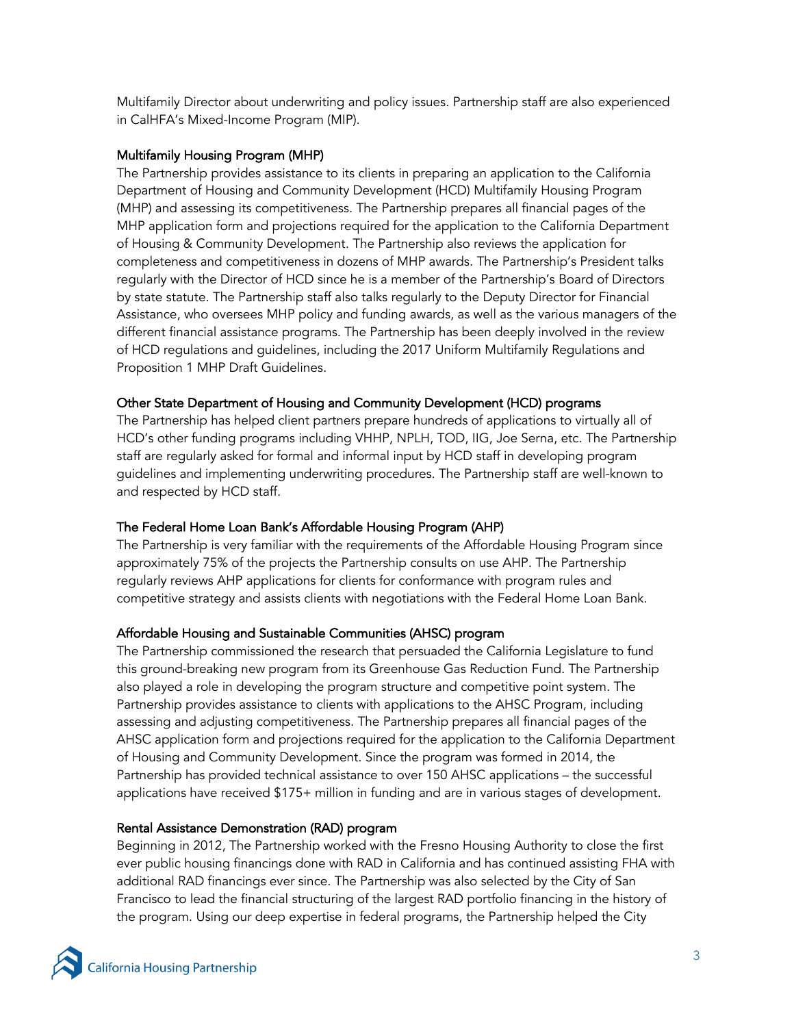Multifamily Director about underwriting and policy issues. Partnership staff are also experienced in CalHFA's Mixed-Income Program (MIP).

### Multifamily Housing Program (MHP)

The Partnership provides assistance to its clients in preparing an application to the California Department of Housing and Community Development (HCD) Multifamily Housing Program (MHP) and assessing its competitiveness. The Partnership prepares all financial pages of the MHP application form and projections required for the application to the California Department of Housing & Community Development. The Partnership also reviews the application for completeness and competitiveness in dozens of MHP awards. The Partnership's President talks regularly with the Director of HCD since he is a member of the Partnership's Board of Directors by state statute. The Partnership staff also talks regularly to the Deputy Director for Financial Assistance, who oversees MHP policy and funding awards, as well as the various managers of the different financial assistance programs. The Partnership has been deeply involved in the review of HCD regulations and guidelines, including the 2017 Uniform Multifamily Regulations and Proposition 1 MHP Draft Guidelines.

### Other State Department of Housing and Community Development (HCD) programs

The Partnership has helped client partners prepare hundreds of applications to virtually all of HCD's other funding programs including VHHP, NPLH, TOD, IIG, Joe Serna, etc. The Partnership staff are regularly asked for formal and informal input by HCD staff in developing program guidelines and implementing underwriting procedures. The Partnership staff are well-known to and respected by HCD staff.

### The Federal Home Loan Bank's Affordable Housing Program (AHP)

The Partnership is very familiar with the requirements of the Affordable Housing Program since approximately 75% of the projects the Partnership consults on use AHP. The Partnership regularly reviews AHP applications for clients for conformance with program rules and competitive strategy and assists clients with negotiations with the Federal Home Loan Bank.

### Affordable Housing and Sustainable Communities (AHSC) program

The Partnership commissioned the research that persuaded the California Legislature to fund this ground-breaking new program from its Greenhouse Gas Reduction Fund. The Partnership also played a role in developing the program structure and competitive point system. The Partnership provides assistance to clients with applications to the AHSC Program, including assessing and adjusting competitiveness. The Partnership prepares all financial pages of the AHSC application form and projections required for the application to the California Department of Housing and Community Development. Since the program was formed in 2014, the Partnership has provided technical assistance to over 150 AHSC applications – the successful applications have received $175+ million in funding and are in various stages of development.

### Rental Assistance Demonstration (RAD) program

Beginning in 2012, The Partnership worked with the Fresno Housing Authority to close the first ever public housing financings done with RAD in California and has continued assisting FHA with additional RAD financings ever since. The Partnership was also selected by the City of San Francisco to lead the financial structuring of the largest RAD portfolio financing in the history of the program. Using our deep expertise in federal programs, the Partnership helped the City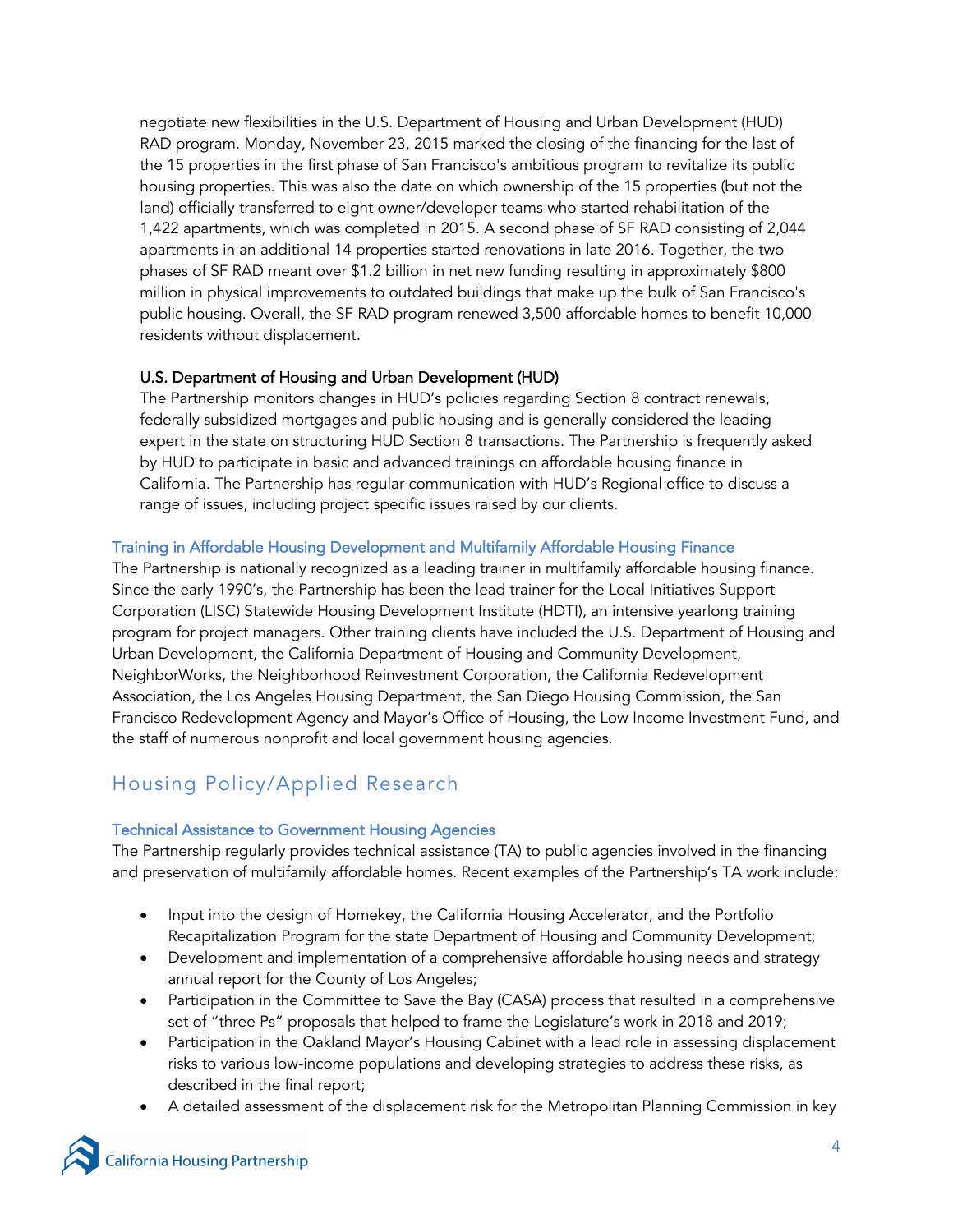negotiate new flexibilities in the U.S. Department of Housing and Urban Development (HUD) RAD program. Monday, November 23, 2015 marked the closing of the financing for the last of the 15 properties in the first phase of San Francisco's ambitious program to revitalize its public housing properties. This was also the date on which ownership of the 15 properties (but not the land) officially transferred to eight owner/developer teams who started rehabilitation of the 1,422 apartments, which was completed in 2015. A second phase of SF RAD consisting of 2,044 apartments in an additional 14 properties started renovations in late 2016. Together, the two phases of SF RAD meant over $1.2 billion in net new funding resulting in approximately $800 million in physical improvements to outdated buildings that make up the bulk of San Francisco's public housing. Overall, the SF RAD program renewed 3,500 affordable homes to benefit 10,000 residents without displacement.

#### U.S. Department of Housing and Urban Development (HUD)

The Partnership monitors changes in HUD's policies regarding Section 8 contract renewals, federally subsidized mortgages and public housing and is generally considered the leading expert in the state on structuring HUD Section 8 transactions. The Partnership is frequently asked by HUD to participate in basic and advanced trainings on affordable housing finance in California. The Partnership has regular communication with HUD's Regional office to discuss a range of issues, including project specific issues raised by our clients.

### Training in Affordable Housing Development and Multifamily Affordable Housing Finance

The Partnership is nationally recognized as a leading trainer in multifamily affordable housing finance. Since the early 1990's, the Partnership has been the lead trainer for the Local Initiatives Support Corporation (LISC) Statewide Housing Development Institute (HDTI), an intensive yearlong training program for project managers. Other training clients have included the U.S. Department of Housing and Urban Development, the California Department of Housing and Community Development, NeighborWorks, the Neighborhood Reinvestment Corporation, the California Redevelopment Association, the Los Angeles Housing Department, the San Diego Housing Commission, the San Francisco Redevelopment Agency and Mayor's Office of Housing, the Low Income Investment Fund, and the staff of numerous nonprofit and local government housing agencies.

## Housing Policy/Applied Research

### Technical Assistance to Government Housing Agencies

The Partnership regularly provides technical assistance (TA) to public agencies involved in the financing and preservation of multifamily affordable homes. Recent examples of the Partnership's TA work include:

- Input into the design of Homekey, the California Housing Accelerator, and the Portfolio Recapitalization Program for the state Department of Housing and Community Development;
- Development and implementation of a comprehensive affordable housing needs and strategy annual report for the County of Los Angeles;
- Participation in the Committee to Save the Bay (CASA) process that resulted in a comprehensive set of "three Ps" proposals that helped to frame the Legislature's work in 2018 and 2019;
- Participation in the Oakland Mayor's Housing Cabinet with a lead role in assessing displacement risks to various low-income populations and developing strategies to address these risks, as described in the final report;
- A detailed assessment of the displacement risk for the Metropolitan Planning Commission in key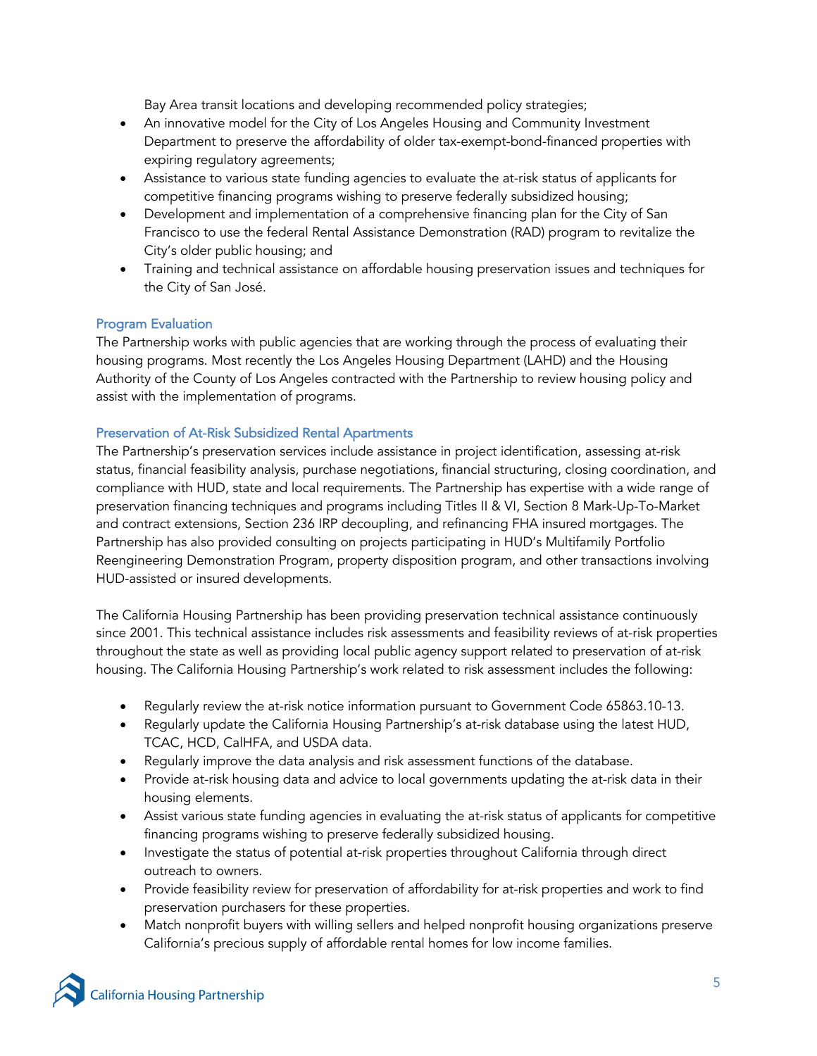Bay Area transit locations and developing recommended policy strategies;

- An innovative model for the City of Los Angeles Housing and Community Investment Department to preserve the affordability of older tax-exempt-bond-financed properties with expiring regulatory agreements;
- Assistance to various state funding agencies to evaluate the at-risk status of applicants for competitive financing programs wishing to preserve federally subsidized housing;
- Development and implementation of a comprehensive financing plan for the City of San Francisco to use the federal Rental Assistance Demonstration (RAD) program to revitalize the City's older public housing; and
- Training and technical assistance on affordable housing preservation issues and techniques for the City of San José.

### Program Evaluation

The Partnership works with public agencies that are working through the process of evaluating their housing programs. Most recently the Los Angeles Housing Department (LAHD) and the Housing Authority of the County of Los Angeles contracted with the Partnership to review housing policy and assist with the implementation of programs.

### Preservation of At-Risk Subsidized Rental Apartments

The Partnership's preservation services include assistance in project identification, assessing at-risk status, financial feasibility analysis, purchase negotiations, financial structuring, closing coordination, and compliance with HUD, state and local requirements. The Partnership has expertise with a wide range of preservation financing techniques and programs including Titles II & VI, Section 8 Mark-Up-To-Market and contract extensions, Section 236 IRP decoupling, and refinancing FHA insured mortgages. The Partnership has also provided consulting on projects participating in HUD's Multifamily Portfolio Reengineering Demonstration Program, property disposition program, and other transactions involving HUD-assisted or insured developments.

The California Housing Partnership has been providing preservation technical assistance continuously since 2001. This technical assistance includes risk assessments and feasibility reviews of at-risk properties throughout the state as well as providing local public agency support related to preservation of at-risk housing. The California Housing Partnership's work related to risk assessment includes the following:

- Regularly review the at-risk notice information pursuant to Government Code 65863.10-13.
- Regularly update the California Housing Partnership's at-risk database using the latest HUD, TCAC, HCD, CalHFA, and USDA data.
- Regularly improve the data analysis and risk assessment functions of the database.
- Provide at-risk housing data and advice to local governments updating the at-risk data in their housing elements.
- Assist various state funding agencies in evaluating the at-risk status of applicants for competitive financing programs wishing to preserve federally subsidized housing.
- Investigate the status of potential at-risk properties throughout California through direct outreach to owners.
- Provide feasibility review for preservation of affordability for at-risk properties and work to find preservation purchasers for these properties.
- Match nonprofit buyers with willing sellers and helped nonprofit housing organizations preserve California's precious supply of affordable rental homes for low income families.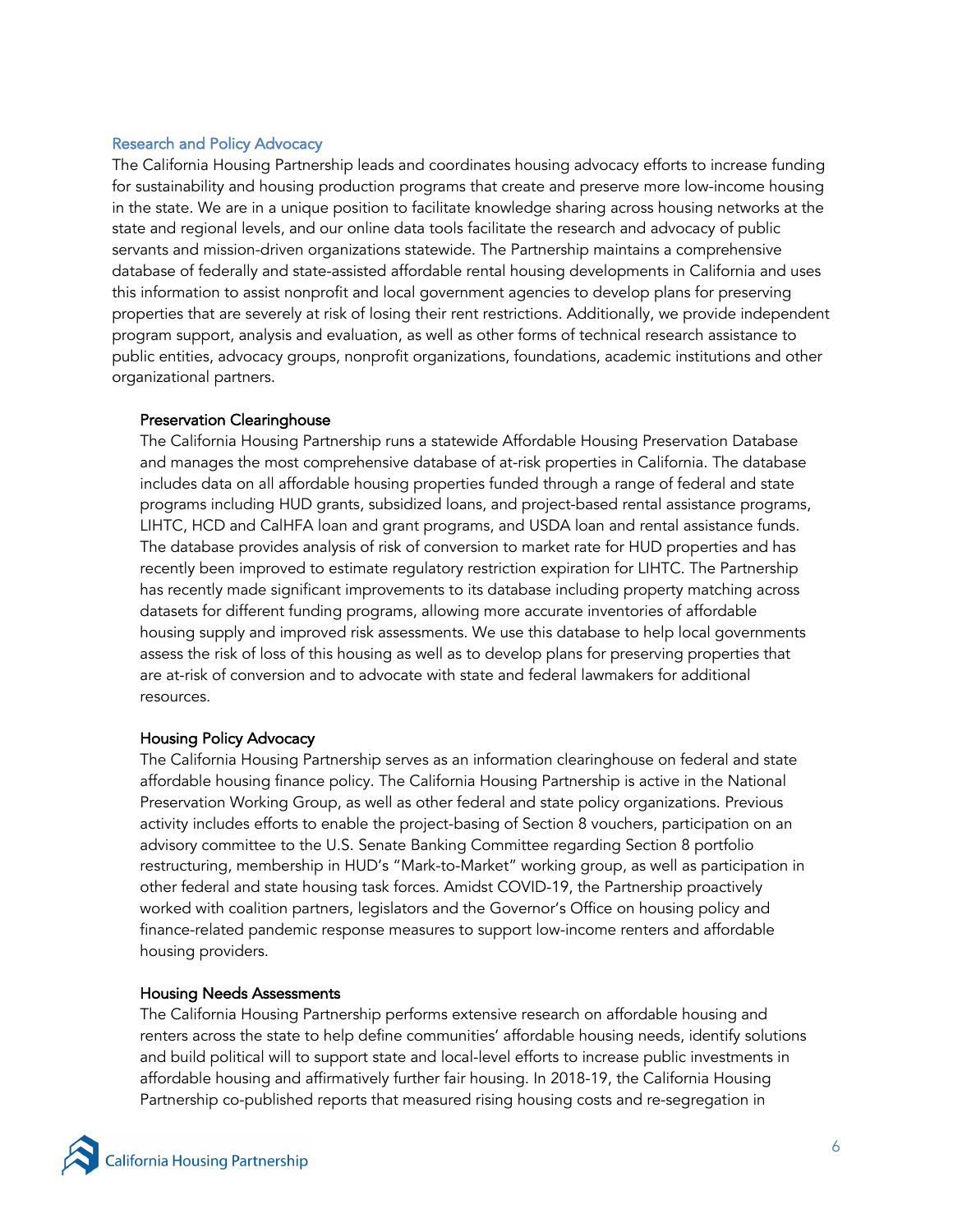## Research and Policy Advocacy

The California Housing Partnership leads and coordinates housing advocacy efforts to increase funding for sustainability and housing production programs that create and preserve more low-income housing in the state. We are in a unique position to facilitate knowledge sharing across housing networks at the state and regional levels, and our online data tools facilitate the research and advocacy of public servants and mission-driven organizations statewide. The Partnership maintains a comprehensive database of federally and state-assisted affordable rental housing developments in California and uses this information to assist nonprofit and local government agencies to develop plans for preserving properties that are severely at risk of losing their rent restrictions. Additionally, we provide independent program support, analysis and evaluation, as well as other forms of technical research assistance to public entities, advocacy groups, nonprofit organizations, foundations, academic institutions and other organizational partners.

### Preservation Clearinghouse

The California Housing Partnership runs a statewide Affordable Housing Preservation Database and manages the most comprehensive database of at-risk properties in California. The database includes data on all affordable housing properties funded through a range of federal and state programs including HUD grants, subsidized loans, and project-based rental assistance programs, LIHTC, HCD and CalHFA loan and grant programs, and USDA loan and rental assistance funds. The database provides analysis of risk of conversion to market rate for HUD properties and has recently been improved to estimate regulatory restriction expiration for LIHTC. The Partnership has recently made significant improvements to its database including property matching across datasets for different funding programs, allowing more accurate inventories of affordable housing supply and improved risk assessments. We use this database to help local governments assess the risk of loss of this housing as well as to develop plans for preserving properties that are at-risk of conversion and to advocate with state and federal lawmakers for additional resources.

### Housing Policy Advocacy

The California Housing Partnership serves as an information clearinghouse on federal and state affordable housing finance policy. The California Housing Partnership is active in the National Preservation Working Group, as well as other federal and state policy organizations. Previous activity includes efforts to enable the project-basing of Section 8 vouchers, participation on an advisory committee to the U.S. Senate Banking Committee regarding Section 8 portfolio restructuring, membership in HUD's "Mark-to-Market" working group, as well as participation in other federal and state housing task forces. Amidst COVID-19, the Partnership proactively worked with coalition partners, legislators and the Governor's Office on housing policy and finance-related pandemic response measures to support low-income renters and affordable housing providers.

### Housing Needs Assessments

The California Housing Partnership performs extensive research on affordable housing and renters across the state to help define communities' affordable housing needs, identify solutions and build political will to support state and local-level efforts to increase public investments in affordable housing and affirmatively further fair housing. In 2018-19, the California Housing Partnership co-published reports that measured rising housing costs and re-segregation in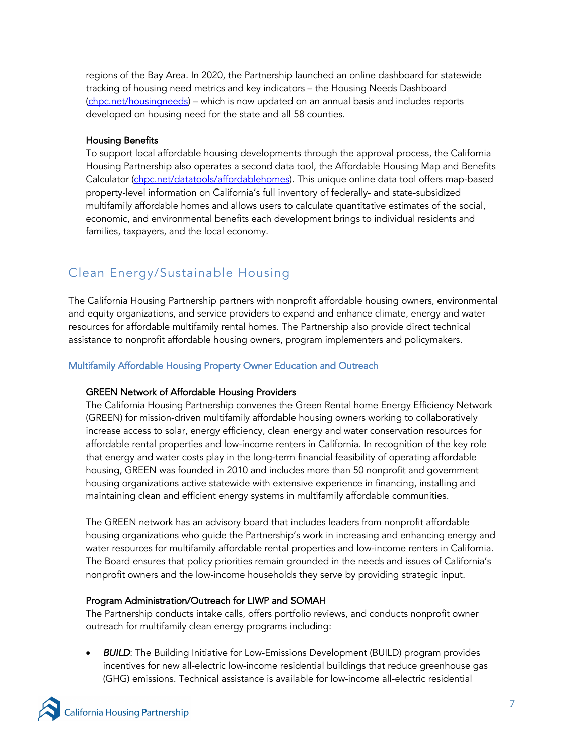regions of the Bay Area. In 2020, the Partnership launched an online dashboard for statewide tracking of housing need metrics and key indicators – the Housing Needs Dashboard (chpc.net/housingneeds) – which is now updated on an annual basis and includes reports developed on housing need for the state and all 58 counties.

#### Housing Benefits

To support local affordable housing developments through the approval process, the California Housing Partnership also operates a second data tool, the Affordable Housing Map and Benefits Calculator (chpc.net/datatools/affordablehomes). This unique online data tool offers map-based property-level information on California's full inventory of federally- and state-subsidized multifamily affordable homes and allows users to calculate quantitative estimates of the social, economic, and environmental benefits each development brings to individual residents and families, taxpayers, and the local economy.

## Clean Energy/Sustainable Housing

The California Housing Partnership partners with nonprofit affordable housing owners, environmental and equity organizations, and service providers to expand and enhance climate, energy and water resources for affordable multifamily rental homes. The Partnership also provide direct technical assistance to nonprofit affordable housing owners, program implementers and policymakers.

### Multifamily Affordable Housing Property Owner Education and Outreach

#### GREEN Network of Affordable Housing Providers

The California Housing Partnership convenes the Green Rental home Energy Efficiency Network (GREEN) for mission-driven multifamily affordable housing owners working to collaboratively increase access to solar, energy efficiency, clean energy and water conservation resources for affordable rental properties and low-income renters in California. In recognition of the key role that energy and water costs play in the long-term financial feasibility of operating affordable housing, GREEN was founded in 2010 and includes more than 50 nonprofit and government housing organizations active statewide with extensive experience in financing, installing and maintaining clean and efficient energy systems in multifamily affordable communities.

The GREEN network has an advisory board that includes leaders from nonprofit affordable housing organizations who guide the Partnership's work in increasing and enhancing energy and water resources for multifamily affordable rental properties and low-income renters in California. The Board ensures that policy priorities remain grounded in the needs and issues of California's nonprofit owners and the low-income households they serve by providing strategic input.

#### Program Administration/Outreach for LIWP and SOMAH

The Partnership conducts intake calls, offers portfolio reviews, and conducts nonprofit owner outreach for multifamily clean energy programs including:

- ***BUILD***: The Building Initiative for Low-Emissions Development (BUILD) program provides incentives for new all-electric low-income residential buildings that reduce greenhouse gas (GHG) emissions. Technical assistance is available for low-income all-electric residential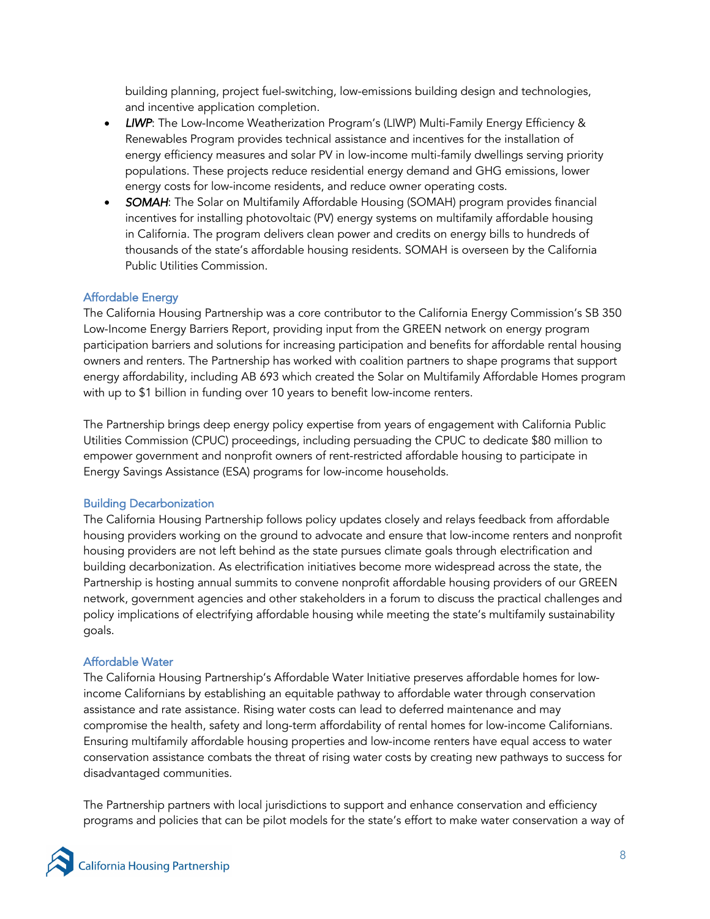building planning, project fuel-switching, low-emissions building design and technologies, and incentive application completion.

- *LIWP*: The Low-Income Weatherization Program's (LIWP) Multi-Family Energy Efficiency & Renewables Program provides technical assistance and incentives for the installation of energy efficiency measures and solar PV in low-income multi-family dwellings serving priority populations. These projects reduce residential energy demand and GHG emissions, lower energy costs for low-income residents, and reduce owner operating costs.
- *SOMAH*: The Solar on Multifamily Affordable Housing (SOMAH) program provides financial incentives for installing photovoltaic (PV) energy systems on multifamily affordable housing in California. The program delivers clean power and credits on energy bills to hundreds of thousands of the state's affordable housing residents. SOMAH is overseen by the California Public Utilities Commission.

### Affordable Energy

The California Housing Partnership was a core contributor to the California Energy Commission's SB 350 Low-Income Energy Barriers Report, providing input from the GREEN network on energy program participation barriers and solutions for increasing participation and benefits for affordable rental housing owners and renters. The Partnership has worked with coalition partners to shape programs that support energy affordability, including AB 693 which created the Solar on Multifamily Affordable Homes program with up to $1 billion in funding over 10 years to benefit low-income renters.

The Partnership brings deep energy policy expertise from years of engagement with California Public Utilities Commission (CPUC) proceedings, including persuading the CPUC to dedicate $80 million to empower government and nonprofit owners of rent-restricted affordable housing to participate in Energy Savings Assistance (ESA) programs for low-income households.

### Building Decarbonization

The California Housing Partnership follows policy updates closely and relays feedback from affordable housing providers working on the ground to advocate and ensure that low-income renters and nonprofit housing providers are not left behind as the state pursues climate goals through electrification and building decarbonization. As electrification initiatives become more widespread across the state, the Partnership is hosting annual summits to convene nonprofit affordable housing providers of our GREEN network, government agencies and other stakeholders in a forum to discuss the practical challenges and policy implications of electrifying affordable housing while meeting the state's multifamily sustainability goals.

### Affordable Water

The California Housing Partnership's Affordable Water Initiative preserves affordable homes for low-income Californians by establishing an equitable pathway to affordable water through conservation assistance and rate assistance. Rising water costs can lead to deferred maintenance and may compromise the health, safety and long-term affordability of rental homes for low-income Californians. Ensuring multifamily affordable housing properties and low-income renters have equal access to water conservation assistance combats the threat of rising water costs by creating new pathways to success for disadvantaged communities.

The Partnership partners with local jurisdictions to support and enhance conservation and efficiency programs and policies that can be pilot models for the state's effort to make water conservation a way of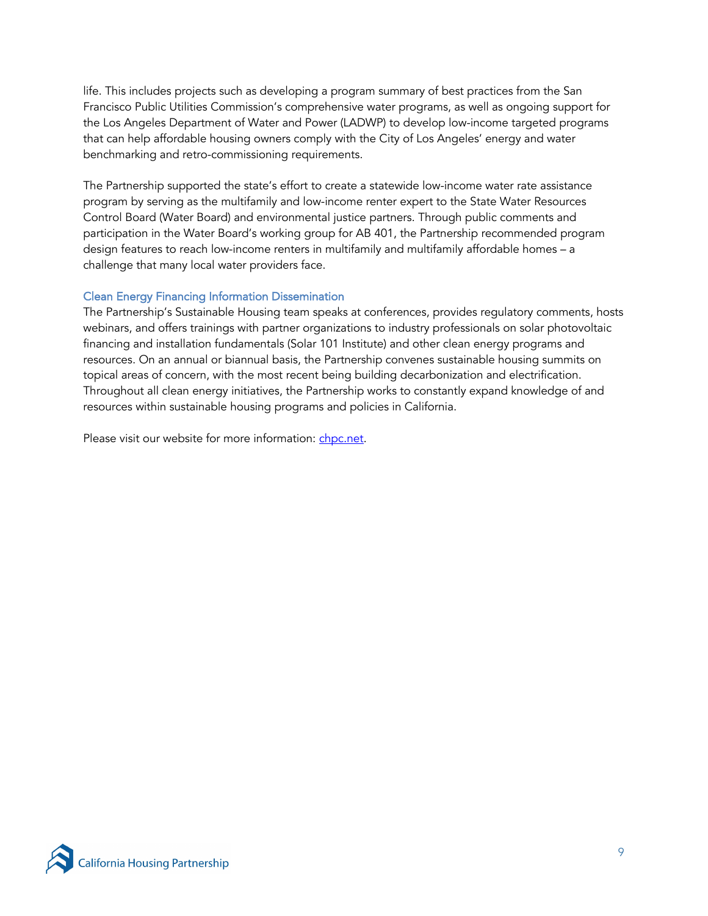life. This includes projects such as developing a program summary of best practices from the San Francisco Public Utilities Commission's comprehensive water programs, as well as ongoing support for the Los Angeles Department of Water and Power (LADWP) to develop low-income targeted programs that can help affordable housing owners comply with the City of Los Angeles' energy and water benchmarking and retro-commissioning requirements.

The Partnership supported the state's effort to create a statewide low-income water rate assistance program by serving as the multifamily and low-income renter expert to the State Water Resources Control Board (Water Board) and environmental justice partners. Through public comments and participation in the Water Board's working group for AB 401, the Partnership recommended program design features to reach low-income renters in multifamily and multifamily affordable homes – a challenge that many local water providers face.

### Clean Energy Financing Information Dissemination

The Partnership's Sustainable Housing team speaks at conferences, provides regulatory comments, hosts webinars, and offers trainings with partner organizations to industry professionals on solar photovoltaic financing and installation fundamentals (Solar 101 Institute) and other clean energy programs and resources. On an annual or biannual basis, the Partnership convenes sustainable housing summits on topical areas of concern, with the most recent being building decarbonization and electrification. Throughout all clean energy initiatives, the Partnership works to constantly expand knowledge of and resources within sustainable housing programs and policies in California.

Please visit our website for more information: [chpc.net](chpc.net).